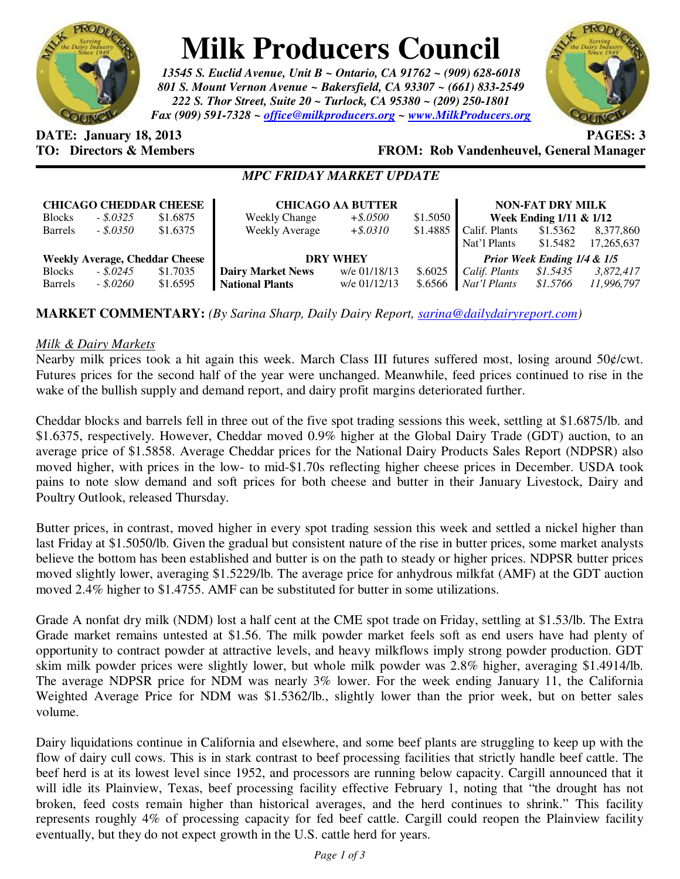# Milk Producers Council

***13545 S. Euclid Avenue, Unit B ~ Ontario, CA 91762 ~ (909) 628-6018***
***801 S. Mount Vernon Avenue ~ Bakersfield, CA 93307 ~ (661) 833-2549***
***222 S. Thor Street, Suite 20 ~ Turlock, CA 95380 ~ (209) 250-1801***
***Fax (909) 591-7328 ~ office@milkproducers.org ~ www.MilkProducers.org***

**DATE: January 18, 2013** **PAGES: 3**
**TO: Directors & Members** **FROM: Rob Vandenheuvel, General Manager**

***MPC FRIDAY MARKET UPDATE***

| **CHICAGO CHEDDAR CHEESE** | | | **CHICAGO AA BUTTER** | | | **NON-FAT DRY MILK** | | |
|---|---|---|---|---|---|---|---|---|
| Blocks | *- $.0325* | $1.6875 | Weekly Change | *+$.0500* | $1.5050 | **Week Ending 1/11 & 1/12** | | |
| Barrels | *- $.0350* | $1.6375 | Weekly Average | *+$.0310* | $1.4885 | Calif. Plants | $1.5362 | 8,377,860 |
| | | | | | | Nat'l Plants | $1.5482 | 17,265,637 |
| **Weekly Average, Cheddar Cheese** | | | **DRY WHEY** | | | ***Prior Week Ending 1/4 & 1/5*** | | |
| Blocks | *- $.0245* | $1.7035 | **Dairy Market News** | w/e 01/18/13 | $.6025 | *Calif. Plants* | *$1.5435* | *3,872,417* |
| Barrels | *- $.0260* | $1.6595 | **National Plants** | w/e 01/12/13 | $.6566 | *Nat'l Plants* | *$1.5766* | *11,996,797* |

**MARKET COMMENTARY:** *(By Sarina Sharp, Daily Dairy Report, sarina@dailydairyreport.com)*

Milk & Dairy Markets

Nearby milk prices took a hit again this week. March Class III futures suffered most, losing around 50¢/cwt. Futures prices for the second half of the year were unchanged. Meanwhile, feed prices continued to rise in the wake of the bullish supply and demand report, and dairy profit margins deteriorated further.

Cheddar blocks and barrels fell in three out of the five spot trading sessions this week, settling at $1.6875/lb. and $1.6375, respectively. However, Cheddar moved 0.9% higher at the Global Dairy Trade (GDT) auction, to an average price of $1.5858. Average Cheddar prices for the National Dairy Products Sales Report (NDPSR) also moved higher, with prices in the low- to mid-$1.70s reflecting higher cheese prices in December. USDA took pains to note slow demand and soft prices for both cheese and butter in their January Livestock, Dairy and Poultry Outlook, released Thursday.

Butter prices, in contrast, moved higher in every spot trading session this week and settled a nickel higher than last Friday at $1.5050/lb. Given the gradual but consistent nature of the rise in butter prices, some market analysts believe the bottom has been established and butter is on the path to steady or higher prices. NDPSR butter prices moved slightly lower, averaging $1.5229/lb. The average price for anhydrous milkfat (AMF) at the GDT auction moved 2.4% higher to $1.4755. AMF can be substituted for butter in some utilizations.

Grade A nonfat dry milk (NDM) lost a half cent at the CME spot trade on Friday, settling at $1.53/lb. The Extra Grade market remains untested at $1.56. The milk powder market feels soft as end users have had plenty of opportunity to contract powder at attractive levels, and heavy milkflows imply strong powder production. GDT skim milk powder prices were slightly lower, but whole milk powder was 2.8% higher, averaging $1.4914/lb. The average NDPSR price for NDM was nearly 3% lower. For the week ending January 11, the California Weighted Average Price for NDM was $1.5362/lb., slightly lower than the prior week, but on better sales volume.

Dairy liquidations continue in California and elsewhere, and some beef plants are struggling to keep up with the flow of dairy cull cows. This is in stark contrast to beef processing facilities that strictly handle beef cattle. The beef herd is at its lowest level since 1952, and processors are running below capacity. Cargill announced that it will idle its Plainview, Texas, beef processing facility effective February 1, noting that "the drought has not broken, feed costs remain higher than historical averages, and the herd continues to shrink." This facility represents roughly 4% of processing capacity for fed beef cattle. Cargill could reopen the Plainview facility eventually, but they do not expect growth in the U.S. cattle herd for years.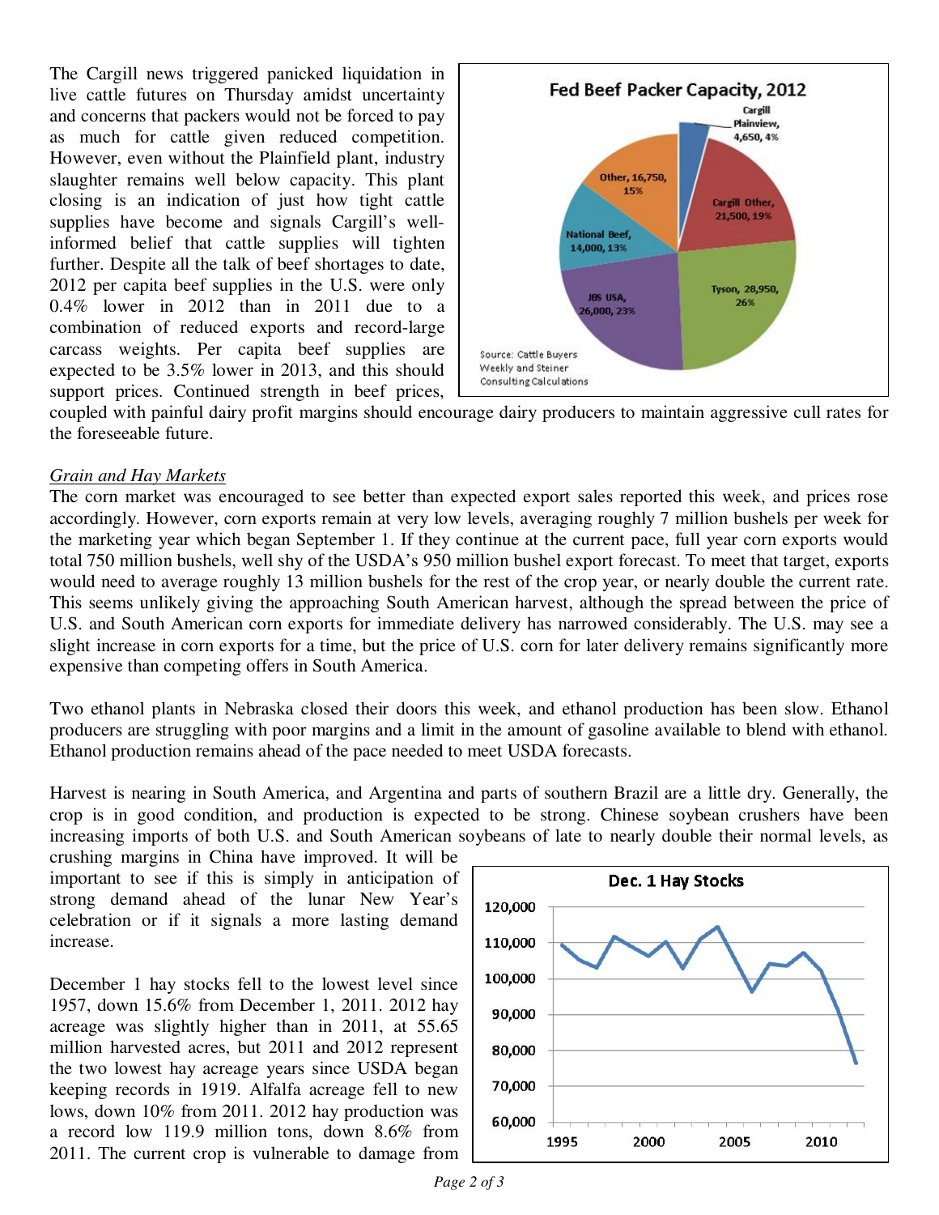The Cargill news triggered panicked liquidation in live cattle futures on Thursday amidst uncertainty and concerns that packers would not be forced to pay as much for cattle given reduced competition. However, even without the Plainfield plant, industry slaughter remains well below capacity. This plant closing is an indication of just how tight cattle supplies have become and signals Cargill's well-informed belief that cattle supplies will tighten further. Despite all the talk of beef shortages to date, 2012 per capita beef supplies in the U.S. were only 0.4% lower in 2012 than in 2011 due to a combination of reduced exports and record-large carcass weights. Per capita beef supplies are expected to be 3.5% lower in 2013, and this should support prices. Continued strength in beef prices, coupled with painful dairy profit margins should encourage dairy producers to maintain aggressive cull rates for the foreseeable future.

**Fed Beef Packer Capacity, 2012**

| Packer | Capacity | Share |
|---|---|---|
| Cargill Plainview | 4,650 | 4% |
| Cargill Other | 21,500 | 19% |
| Tyson | 28,950 | 26% |
| JBS USA | 26,000 | 23% |
| National Beef | 14,000 | 13% |
| Other | 16,750 | 15% |

Source: Cattle Buyers Weekly and Steiner Consulting Calculations

## *Grain and Hay Markets*

The corn market was encouraged to see better than expected export sales reported this week, and prices rose accordingly. However, corn exports remain at very low levels, averaging roughly 7 million bushels per week for the marketing year which began September 1. If they continue at the current pace, full year corn exports would total 750 million bushels, well shy of the USDA's 950 million bushel export forecast. To meet that target, exports would need to average roughly 13 million bushels for the rest of the crop year, or nearly double the current rate. This seems unlikely giving the approaching South American harvest, although the spread between the price of U.S. and South American corn exports for immediate delivery has narrowed considerably. The U.S. may see a slight increase in corn exports for a time, but the price of U.S. corn for later delivery remains significantly more expensive than competing offers in South America.

Two ethanol plants in Nebraska closed their doors this week, and ethanol production has been slow. Ethanol producers are struggling with poor margins and a limit in the amount of gasoline available to blend with ethanol. Ethanol production remains ahead of the pace needed to meet USDA forecasts.

Harvest is nearing in South America, and Argentina and parts of southern Brazil are a little dry. Generally, the crop is in good condition, and production is expected to be strong. Chinese soybean crushers have been increasing imports of both U.S. and South American soybeans of late to nearly double their normal levels, as crushing margins in China have improved. It will be important to see if this is simply in anticipation of strong demand ahead of the lunar New Year's celebration or if it signals a more lasting demand increase.

**Dec. 1 Hay Stocks**

December 1 hay stocks fell to the lowest level since 1957, down 15.6% from December 1, 2011. 2012 hay acreage was slightly higher than in 2011, at 55.65 million harvested acres, but 2011 and 2012 represent the two lowest hay acreage years since USDA began keeping records in 1919. Alfalfa acreage fell to new lows, down 10% from 2011. 2012 hay production was a record low 119.9 million tons, down 8.6% from 2011. The current crop is vulnerable to damage from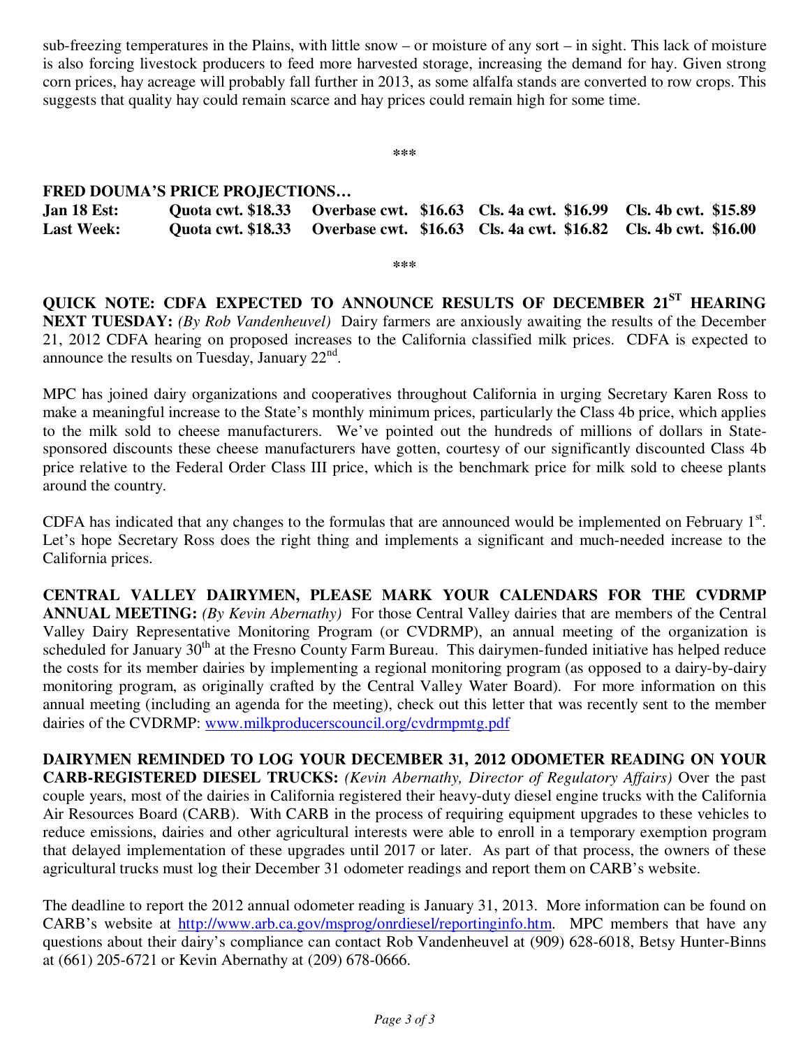sub-freezing temperatures in the Plains, with little snow – or moisture of any sort – in sight. This lack of moisture is also forcing livestock producers to feed more harvested storage, increasing the demand for hay. Given strong corn prices, hay acreage will probably fall further in 2013, as some alfalfa stands are converted to row crops. This suggests that quality hay could remain scarce and hay prices could remain high for some time.

***

**FRED DOUMA'S PRICE PROJECTIONS…**

| | | | | |
|---|---|---|---|---|
| **Jan 18 Est:** | **Quota cwt. $18.33** | **Overbase cwt. $16.63** | **Cls. 4a cwt. $16.99** | **Cls. 4b cwt. $15.89** |
| **Last Week:** | **Quota cwt. $18.33** | **Overbase cwt. $16.63** | **Cls. 4a cwt. $16.82** | **Cls. 4b cwt. $16.00** |

***

**QUICK NOTE: CDFA EXPECTED TO ANNOUNCE RESULTS OF DECEMBER 21ST HEARING NEXT TUESDAY:** *(By Rob Vandenheuvel)* Dairy farmers are anxiously awaiting the results of the December 21, 2012 CDFA hearing on proposed increases to the California classified milk prices. CDFA is expected to announce the results on Tuesday, January 22nd.

MPC has joined dairy organizations and cooperatives throughout California in urging Secretary Karen Ross to make a meaningful increase to the State's monthly minimum prices, particularly the Class 4b price, which applies to the milk sold to cheese manufacturers. We've pointed out the hundreds of millions of dollars in State-sponsored discounts these cheese manufacturers have gotten, courtesy of our significantly discounted Class 4b price relative to the Federal Order Class III price, which is the benchmark price for milk sold to cheese plants around the country.

CDFA has indicated that any changes to the formulas that are announced would be implemented on February 1st. Let's hope Secretary Ross does the right thing and implements a significant and much-needed increase to the California prices.

**CENTRAL VALLEY DAIRYMEN, PLEASE MARK YOUR CALENDARS FOR THE CVDRMP ANNUAL MEETING:** *(By Kevin Abernathy)* For those Central Valley dairies that are members of the Central Valley Dairy Representative Monitoring Program (or CVDRMP), an annual meeting of the organization is scheduled for January 30th at the Fresno County Farm Bureau. This dairymen-funded initiative has helped reduce the costs for its member dairies by implementing a regional monitoring program (as opposed to a dairy-by-dairy monitoring program, as originally crafted by the Central Valley Water Board). For more information on this annual meeting (including an agenda for the meeting), check out this letter that was recently sent to the member dairies of the CVDRMP: www.milkproducerscouncil.org/cvdrmpmtg.pdf

**DAIRYMEN REMINDED TO LOG YOUR DECEMBER 31, 2012 ODOMETER READING ON YOUR CARB-REGISTERED DIESEL TRUCKS:** *(Kevin Abernathy, Director of Regulatory Affairs)* Over the past couple years, most of the dairies in California registered their heavy-duty diesel engine trucks with the California Air Resources Board (CARB). With CARB in the process of requiring equipment upgrades to these vehicles to reduce emissions, dairies and other agricultural interests were able to enroll in a temporary exemption program that delayed implementation of these upgrades until 2017 or later. As part of that process, the owners of these agricultural trucks must log their December 31 odometer readings and report them on CARB's website.

The deadline to report the 2012 annual odometer reading is January 31, 2013. More information can be found on CARB's website at http://www.arb.ca.gov/msprog/onrdiesel/reportinginfo.htm. MPC members that have any questions about their dairy's compliance can contact Rob Vandenheuvel at (909) 628-6018, Betsy Hunter-Binns at (661) 205-6721 or Kevin Abernathy at (209) 678-0666.